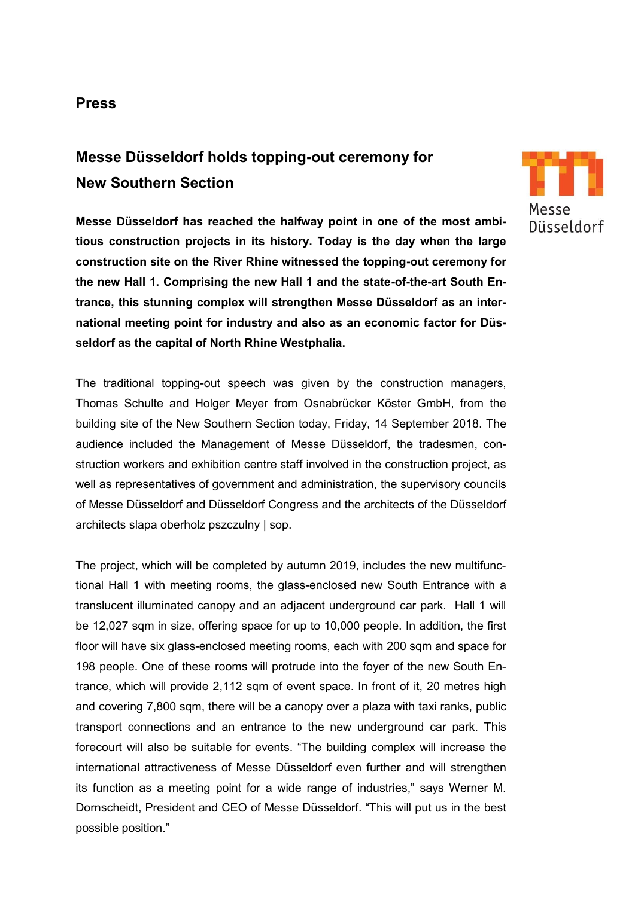**Press**

# Messe Düsseldorf holds topping-out ceremony for New Southern Section

**Messe Düsseldorf has reached the halfway point in one of the most ambitious construction projects in its history. Today is the day when the large construction site on the River Rhine witnessed the topping-out ceremony for the new Hall 1. Comprising the new Hall 1 and the state-of-the-art South Entrance, this stunning complex will strengthen Messe Düsseldorf as an international meeting point for industry and also as an economic factor for Düsseldorf as the capital of North Rhine Westphalia.**

The traditional topping-out speech was given by the construction managers, Thomas Schulte and Holger Meyer from Osnabrücker Köster GmbH, from the building site of the New Southern Section today, Friday, 14 September 2018. The audience included the Management of Messe Düsseldorf, the tradesmen, construction workers and exhibition centre staff involved in the construction project, as well as representatives of government and administration, the supervisory councils of Messe Düsseldorf and Düsseldorf Congress and the architects of the Düsseldorf architects slapa oberholz pszczulny | sop.

The project, which will be completed by autumn 2019, includes the new multifunctional Hall 1 with meeting rooms, the glass-enclosed new South Entrance with a translucent illuminated canopy and an adjacent underground car park. Hall 1 will be 12,027 sqm in size, offering space for up to 10,000 people. In addition, the first floor will have six glass-enclosed meeting rooms, each with 200 sqm and space for 198 people. One of these rooms will protrude into the foyer of the new South Entrance, which will provide 2,112 sqm of event space. In front of it, 20 metres high and covering 7,800 sqm, there will be a canopy over a plaza with taxi ranks, public transport connections and an entrance to the new underground car park. This forecourt will also be suitable for events. "The building complex will increase the international attractiveness of Messe Düsseldorf even further and will strengthen its function as a meeting point for a wide range of industries," says Werner M. Dornscheidt, President and CEO of Messe Düsseldorf. "This will put us in the best possible position."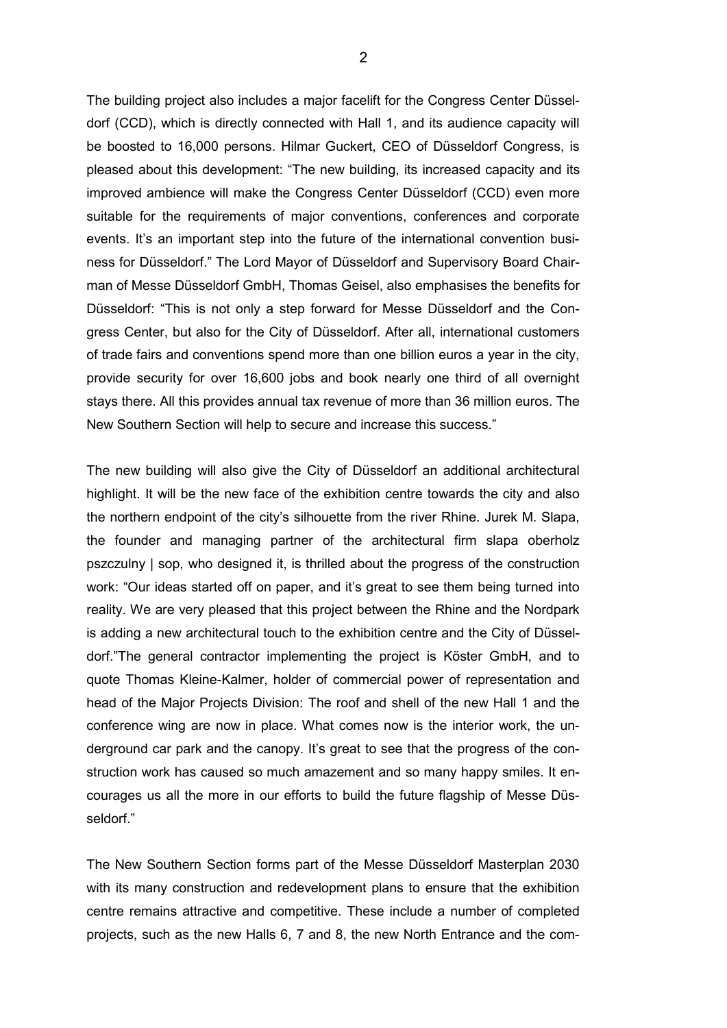The building project also includes a major facelift for the Congress Center Düsseldorf (CCD), which is directly connected with Hall 1, and its audience capacity will be boosted to 16,000 persons. Hilmar Guckert, CEO of Düsseldorf Congress, is pleased about this development: "The new building, its increased capacity and its improved ambience will make the Congress Center Düsseldorf (CCD) even more suitable for the requirements of major conventions, conferences and corporate events. It's an important step into the future of the international convention business for Düsseldorf." The Lord Mayor of Düsseldorf and Supervisory Board Chairman of Messe Düsseldorf GmbH, Thomas Geisel, also emphasises the benefits for Düsseldorf: "This is not only a step forward for Messe Düsseldorf and the Congress Center, but also for the City of Düsseldorf. After all, international customers of trade fairs and conventions spend more than one billion euros a year in the city, provide security for over 16,600 jobs and book nearly one third of all overnight stays there. All this provides annual tax revenue of more than 36 million euros. The New Southern Section will help to secure and increase this success."

The new building will also give the City of Düsseldorf an additional architectural highlight. It will be the new face of the exhibition centre towards the city and also the northern endpoint of the city's silhouette from the river Rhine. Jurek M. Slapa, the founder and managing partner of the architectural firm slapa oberholz pszczulny | sop, who designed it, is thrilled about the progress of the construction work: "Our ideas started off on paper, and it's great to see them being turned into reality. We are very pleased that this project between the Rhine and the Nordpark is adding a new architectural touch to the exhibition centre and the City of Düsseldorf."The general contractor implementing the project is Köster GmbH, and to quote Thomas Kleine-Kalmer, holder of commercial power of representation and head of the Major Projects Division: The roof and shell of the new Hall 1 and the conference wing are now in place. What comes now is the interior work, the underground car park and the canopy. It's great to see that the progress of the construction work has caused so much amazement and so many happy smiles. It encourages us all the more in our efforts to build the future flagship of Messe Düsseldorf."

The New Southern Section forms part of the Messe Düsseldorf Masterplan 2030 with its many construction and redevelopment plans to ensure that the exhibition centre remains attractive and competitive. These include a number of completed projects, such as the new Halls 6, 7 and 8, the new North Entrance and the com-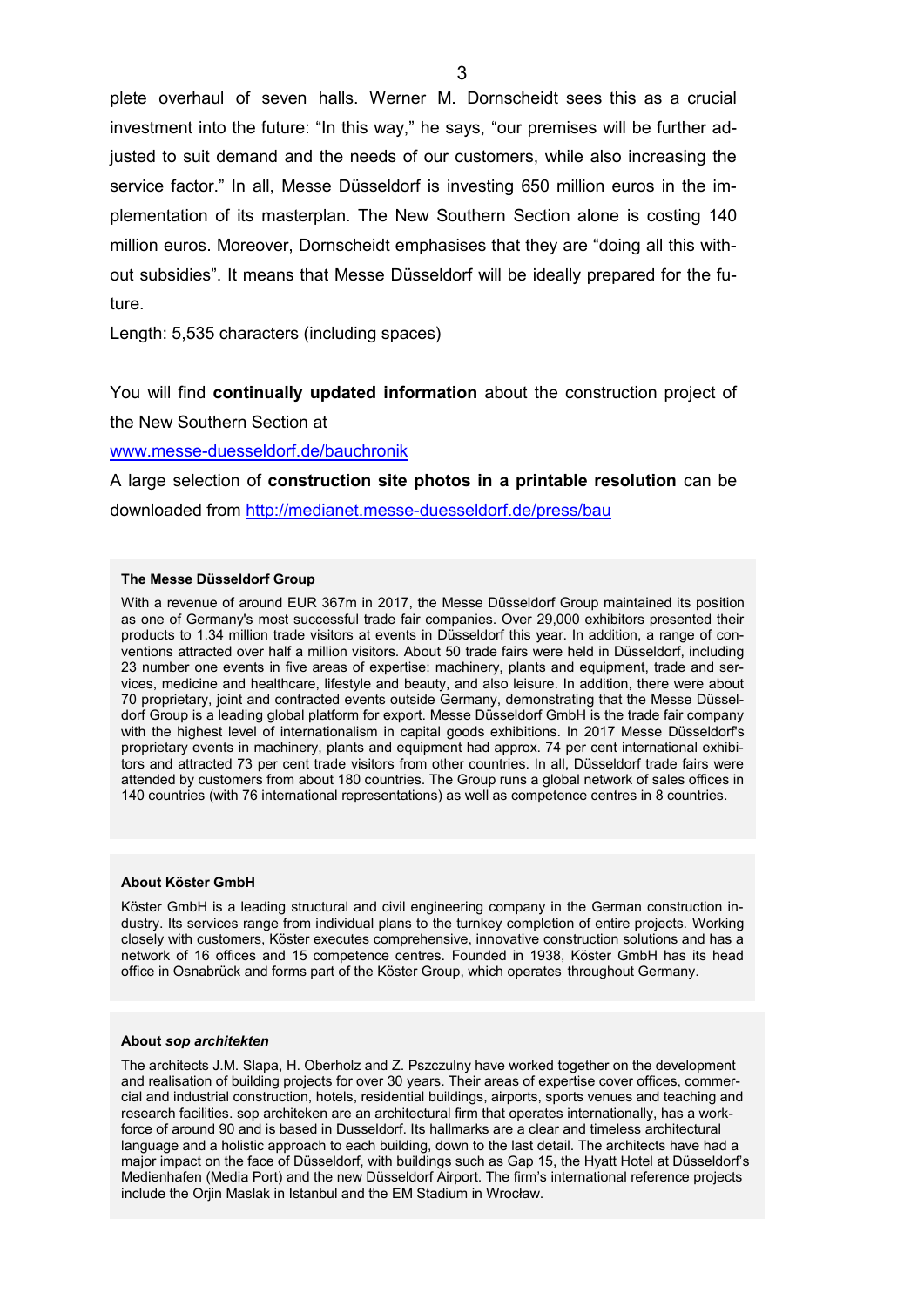plete overhaul of seven halls. Werner M. Dornscheidt sees this as a crucial investment into the future: “In this way,” he says, “our premises will be further adjusted to suit demand and the needs of our customers, while also increasing the service factor.” In all, Messe Düsseldorf is investing 650 million euros in the implementation of its masterplan. The New Southern Section alone is costing 140 million euros. Moreover, Dornscheidt emphasises that they are “doing all this without subsidies”. It means that Messe Düsseldorf will be ideally prepared for the future.

Length: 5,535 characters (including spaces)

You will find **continually updated information** about the construction project of the New Southern Section at

www.messe-duesseldorf.de/bauchronik

A large selection of **construction site photos in a printable resolution** can be downloaded from http://medianet.messe-duesseldorf.de/press/bau

**The Messe Düsseldorf Group**

With a revenue of around EUR 367m in 2017, the Messe Düsseldorf Group maintained its position as one of Germany's most successful trade fair companies. Over 29,000 exhibitors presented their products to 1.34 million trade visitors at events in Düsseldorf this year. In addition, a range of conventions attracted over half a million visitors. About 50 trade fairs were held in Düsseldorf, including 23 number one events in five areas of expertise: machinery, plants and equipment, trade and services, medicine and healthcare, lifestyle and beauty, and also leisure. In addition, there were about 70 proprietary, joint and contracted events outside Germany, demonstrating that the Messe Düsseldorf Group is a leading global platform for export. Messe Düsseldorf GmbH is the trade fair company with the highest level of internationalism in capital goods exhibitions. In 2017 Messe Düsseldorf's proprietary events in machinery, plants and equipment had approx. 74 per cent international exhibitors and attracted 73 per cent trade visitors from other countries. In all, Düsseldorf trade fairs were attended by customers from about 180 countries. The Group runs a global network of sales offices in 140 countries (with 76 international representations) as well as competence centres in 8 countries.

**About Köster GmbH**

Köster GmbH is a leading structural and civil engineering company in the German construction industry. Its services range from individual plans to the turnkey completion of entire projects. Working closely with customers, Köster executes comprehensive, innovative construction solutions and has a network of 16 offices and 15 competence centres. Founded in 1938, Köster GmbH has its head office in Osnabrück and forms part of the Köster Group, which operates throughout Germany.

**About *sop architekten***

The architects J.M. Slapa, H. Oberholz and Z. Pszczulny have worked together on the development and realisation of building projects for over 30 years. Their areas of expertise cover offices, commercial and industrial construction, hotels, residential buildings, airports, sports venues and teaching and research facilities. sop architeken are an architectural firm that operates internationally, has a workforce of around 90 and is based in Dusseldorf. Its hallmarks are a clear and timeless architectural language and a holistic approach to each building, down to the last detail. The architects have had a major impact on the face of Düsseldorf, with buildings such as Gap 15, the Hyatt Hotel at Düsseldorf's Medienhafen (Media Port) and the new Düsseldorf Airport. The firm's international reference projects include the Orjin Maslak in Istanbul and the EM Stadium in Wrocław.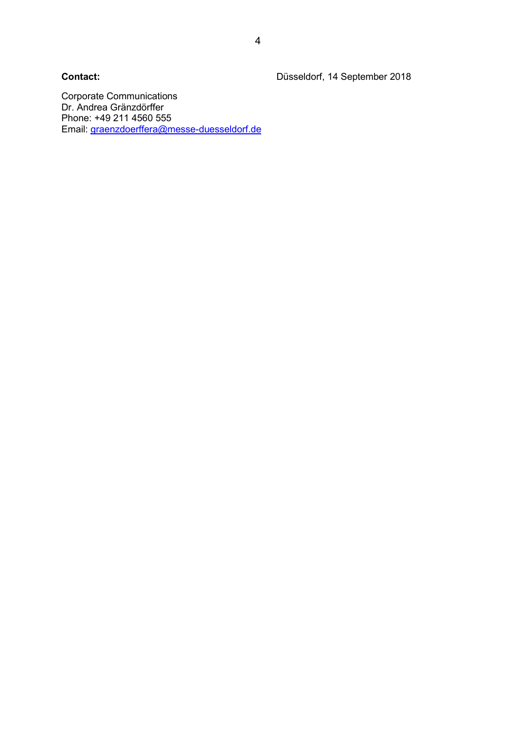**Contact:** Düsseldorf, 14 September 2018

Corporate Communications
Dr. Andrea Gränzdörffer
Phone: +49 211 4560 555
Email: graenzdoerffera@messe-duesseldorf.de